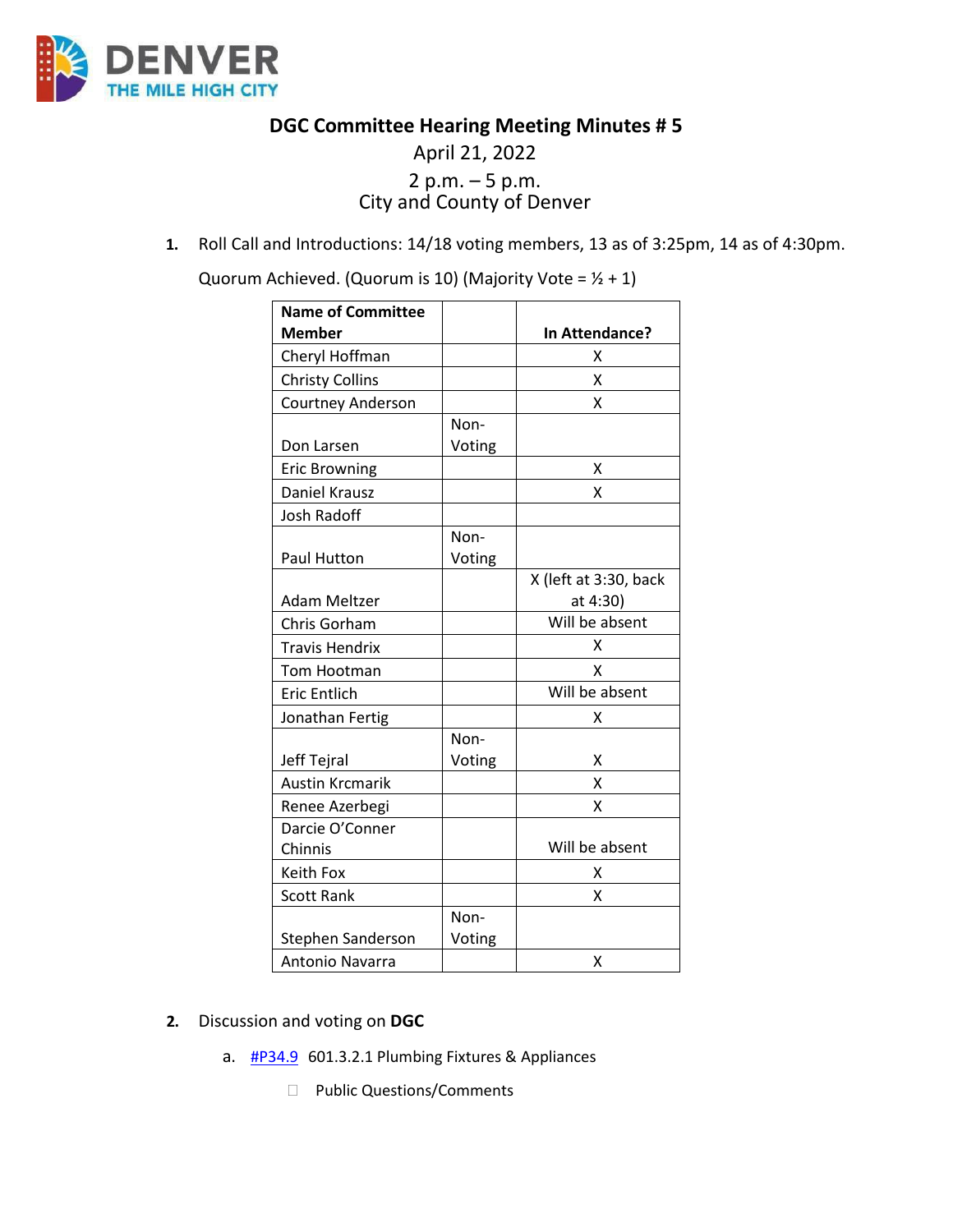**DGC Committee Hearing Meeting Minutes # 5**

April 21, 2022

2 p.m. – 5 p.m.
City and County of Denver

1. Roll Call and Introductions: 14/18 voting members, 13 as of 3:25pm, 14 as of 4:30pm.

   Quorum Achieved. (Quorum is 10) (Majority Vote = ½ + 1)

| Name of Committee Member | | In Attendance? |
|---|---|---|
| Cheryl Hoffman | | X |
| Christy Collins | | X |
| Courtney Anderson | | X |
| Don Larsen | Non-Voting | |
| Eric Browning | | X |
| Daniel Krausz | | X |
| Josh Radoff | | |
| Paul Hutton | Non-Voting | |
| Adam Meltzer | | X (left at 3:30, back at 4:30) |
| Chris Gorham | | Will be absent |
| Travis Hendrix | | X |
| Tom Hootman | | X |
| Eric Entlich | | Will be absent |
| Jonathan Fertig | | X |
| Jeff Tejral | Non-Voting | X |
| Austin Krcmarik | | X |
| Renee Azerbegi | | X |
| Darcie O'Conner Chinnis | | Will be absent |
| Keith Fox | | X |
| Scott Rank | | X |
| Stephen Sanderson | Non-Voting | |
| Antonio Navarra | | X |

2. Discussion and voting on **DGC**

   a. #P34.9 601.3.2.1 Plumbing Fixtures & Appliances

      - Public Questions/Comments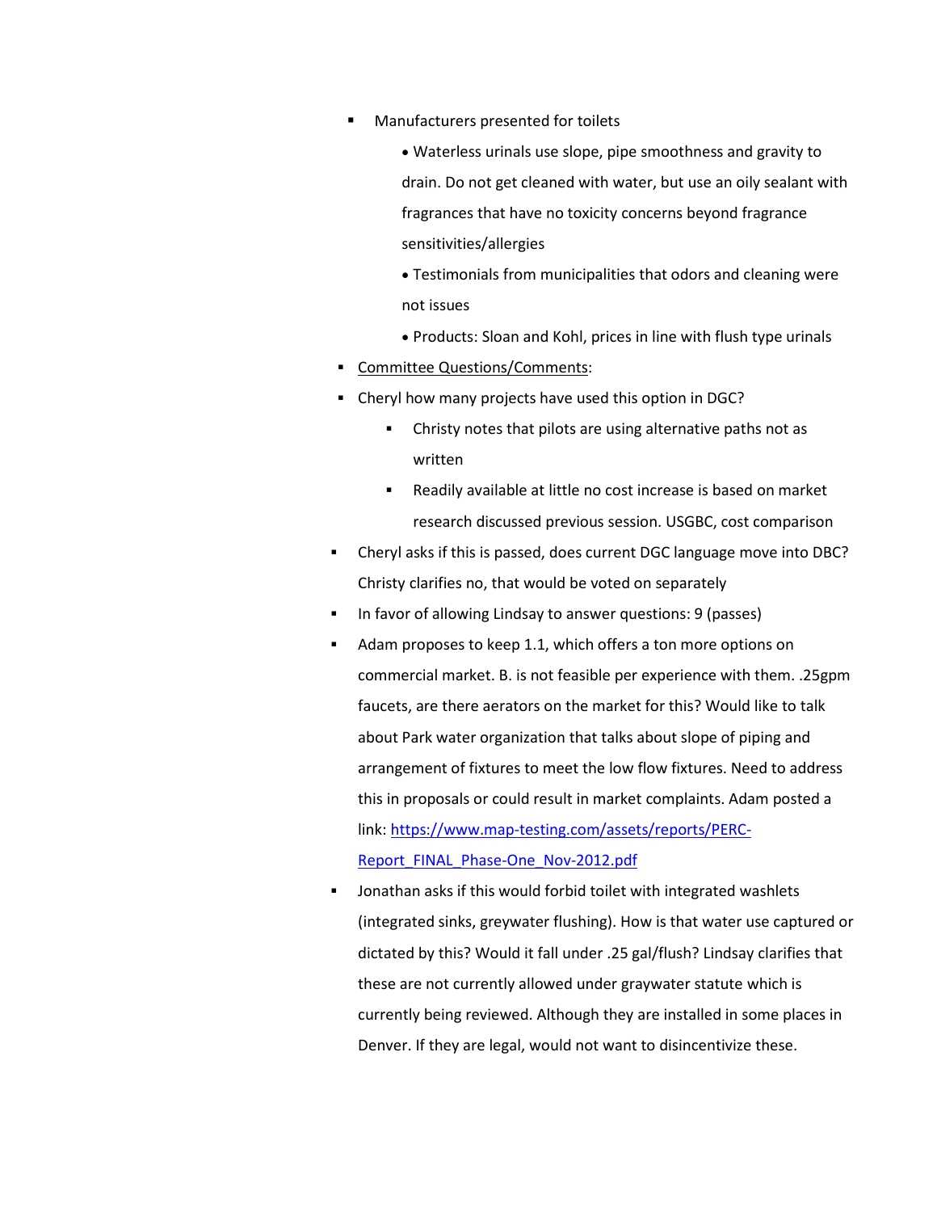- Manufacturers presented for toilets
  - Waterless urinals use slope, pipe smoothness and gravity to drain. Do not get cleaned with water, but use an oily sealant with fragrances that have no toxicity concerns beyond fragrance sensitivities/allergies
  - Testimonials from municipalities that odors and cleaning were not issues
  - Products: Sloan and Kohl, prices in line with flush type urinals
- Committee Questions/Comments:
- Cheryl how many projects have used this option in DGC?
  - Christy notes that pilots are using alternative paths not as written
  - Readily available at little no cost increase is based on market research discussed previous session. USGBC, cost comparison
- Cheryl asks if this is passed, does current DGC language move into DBC? Christy clarifies no, that would be voted on separately
- In favor of allowing Lindsay to answer questions: 9 (passes)
- Adam proposes to keep 1.1, which offers a ton more options on commercial market. B. is not feasible per experience with them. .25gpm faucets, are there aerators on the market for this? Would like to talk about Park water organization that talks about slope of piping and arrangement of fixtures to meet the low flow fixtures. Need to address this in proposals or could result in market complaints. Adam posted a link: https://www.map-testing.com/assets/reports/PERC-Report_FINAL_Phase-One_Nov-2012.pdf
- Jonathan asks if this would forbid toilet with integrated washlets (integrated sinks, greywater flushing). How is that water use captured or dictated by this? Would it fall under .25 gal/flush? Lindsay clarifies that these are not currently allowed under graywater statute which is currently being reviewed. Although they are installed in some places in Denver. If they are legal, would not want to disincentivize these.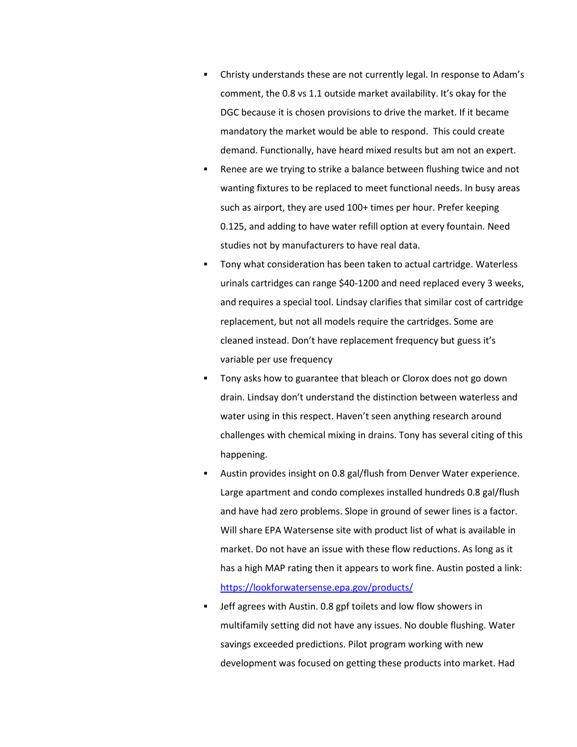- Christy understands these are not currently legal. In response to Adam's comment, the 0.8 vs 1.1 outside market availability. It's okay for the DGC because it is chosen provisions to drive the market. If it became mandatory the market would be able to respond. This could create demand. Functionally, have heard mixed results but am not an expert.
- Renee are we trying to strike a balance between flushing twice and not wanting fixtures to be replaced to meet functional needs. In busy areas such as airport, they are used 100+ times per hour. Prefer keeping 0.125, and adding to have water refill option at every fountain. Need studies not by manufacturers to have real data.
- Tony what consideration has been taken to actual cartridge. Waterless urinals cartridges can range $40-1200 and need replaced every 3 weeks, and requires a special tool. Lindsay clarifies that similar cost of cartridge replacement, but not all models require the cartridges. Some are cleaned instead. Don't have replacement frequency but guess it's variable per use frequency
- Tony asks how to guarantee that bleach or Clorox does not go down drain. Lindsay don't understand the distinction between waterless and water using in this respect. Haven't seen anything research around challenges with chemical mixing in drains. Tony has several citing of this happening.
- Austin provides insight on 0.8 gal/flush from Denver Water experience. Large apartment and condo complexes installed hundreds 0.8 gal/flush and have had zero problems. Slope in ground of sewer lines is a factor. Will share EPA Watersense site with product list of what is available in market. Do not have an issue with these flow reductions. As long as it has a high MAP rating then it appears to work fine. Austin posted a link: https://lookforwatersense.epa.gov/products/
- Jeff agrees with Austin. 0.8 gpf toilets and low flow showers in multifamily setting did not have any issues. No double flushing. Water savings exceeded predictions. Pilot program working with new development was focused on getting these products into market. Had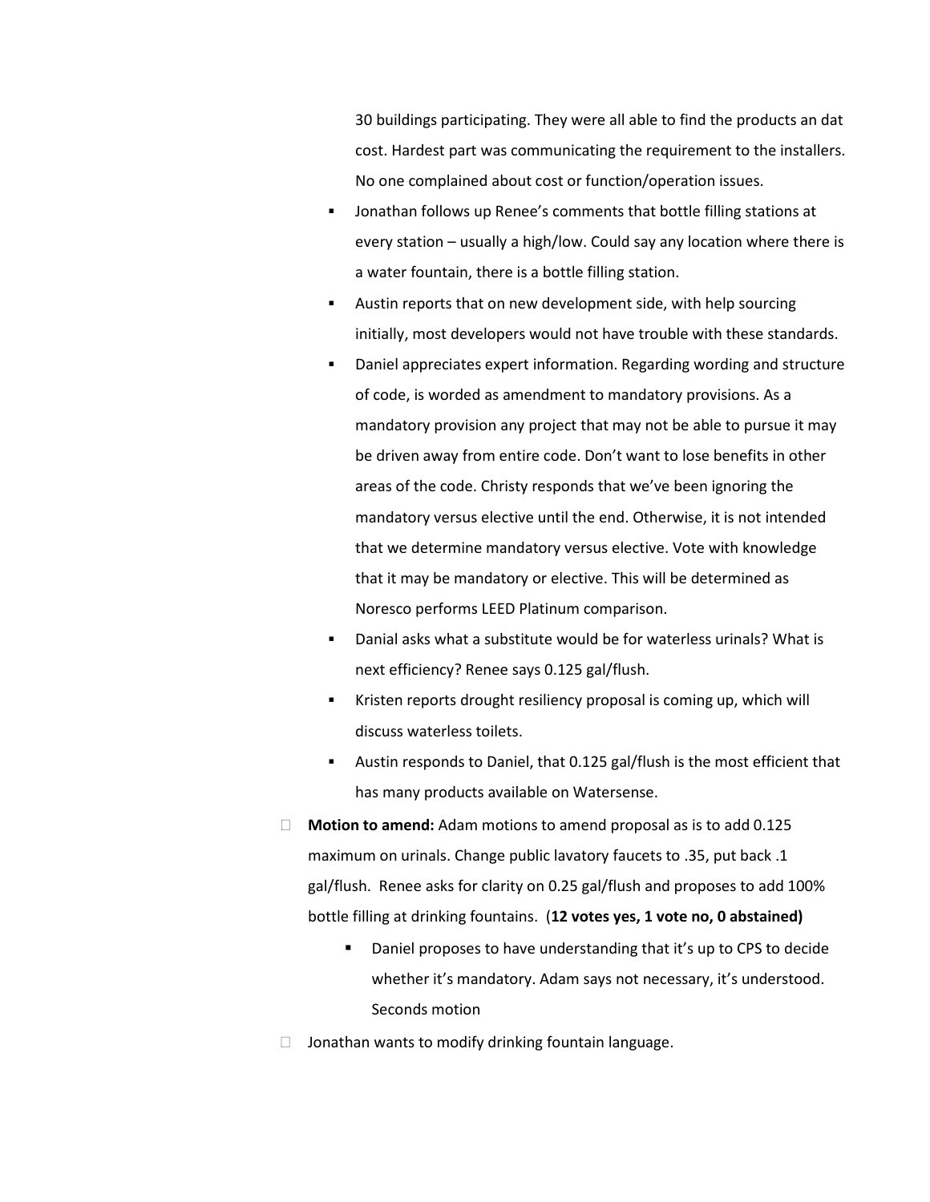30 buildings participating. They were all able to find the products an dat cost. Hardest part was communicating the requirement to the installers. No one complained about cost or function/operation issues.

  - Jonathan follows up Renee's comments that bottle filling stations at every station – usually a high/low. Could say any location where there is a water fountain, there is a bottle filling station.
  - Austin reports that on new development side, with help sourcing initially, most developers would not have trouble with these standards.
  - Daniel appreciates expert information. Regarding wording and structure of code, is worded as amendment to mandatory provisions. As a mandatory provision any project that may not be able to pursue it may be driven away from entire code. Don't want to lose benefits in other areas of the code. Christy responds that we've been ignoring the mandatory versus elective until the end. Otherwise, it is not intended that we determine mandatory versus elective. Vote with knowledge that it may be mandatory or elective. This will be determined as Noresco performs LEED Platinum comparison.
  - Danial asks what a substitute would be for waterless urinals? What is next efficiency? Renee says 0.125 gal/flush.
  - Kristen reports drought resiliency proposal is coming up, which will discuss waterless toilets.
  - Austin responds to Daniel, that 0.125 gal/flush is the most efficient that has many products available on Watersense.

- **Motion to amend:** Adam motions to amend proposal as is to add 0.125 maximum on urinals. Change public lavatory faucets to .35, put back .1 gal/flush. Renee asks for clarity on 0.25 gal/flush and proposes to add 100% bottle filling at drinking fountains. (**12 votes yes, 1 vote no, 0 abstained)**
  - Daniel proposes to have understanding that it's up to CPS to decide whether it's mandatory. Adam says not necessary, it's understood. Seconds motion
- Jonathan wants to modify drinking fountain language.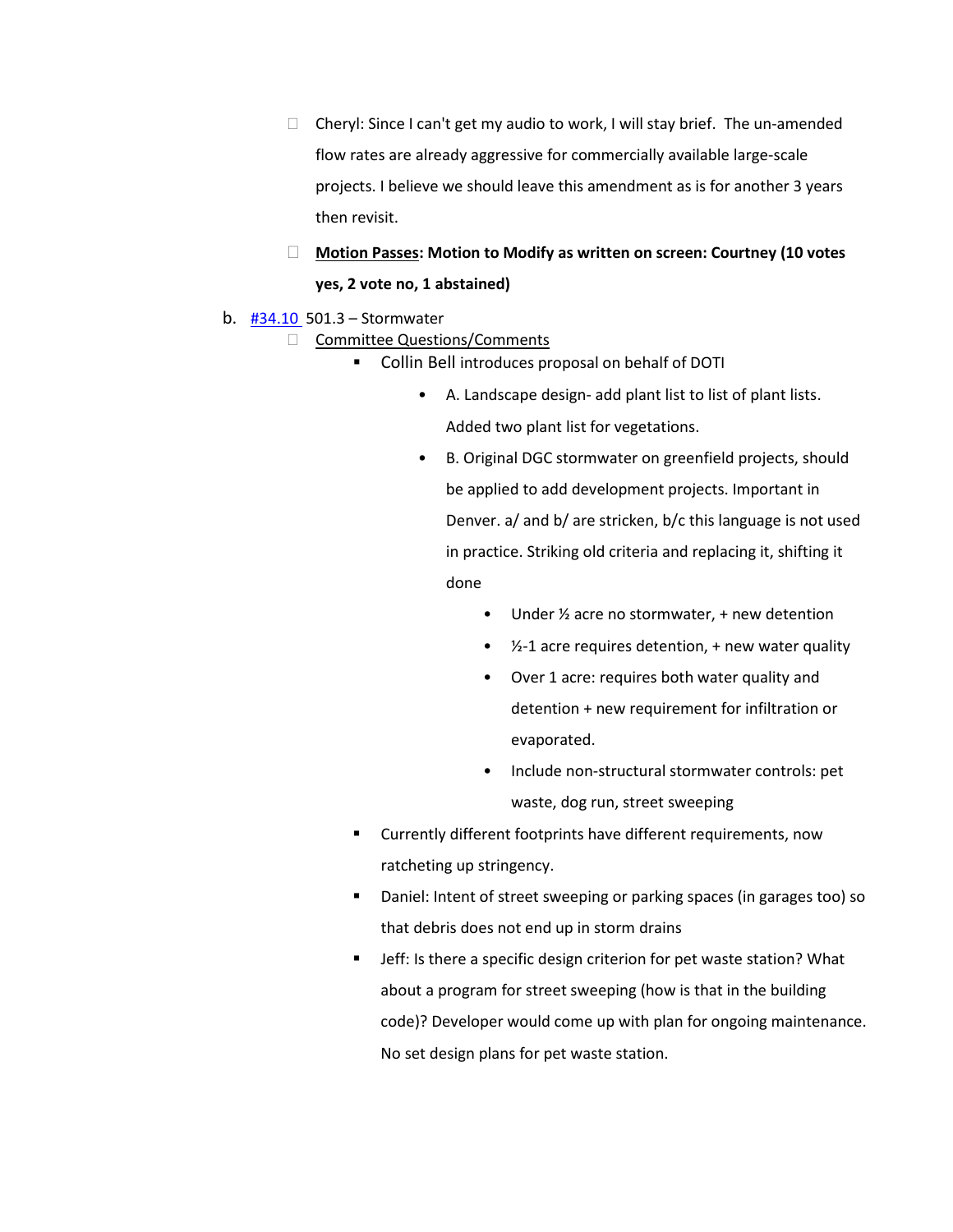- Cheryl: Since I can't get my audio to work, I will stay brief. The un-amended flow rates are already aggressive for commercially available large-scale projects. I believe we should leave this amendment as is for another 3 years then revisit.
- **Motion Passes: Motion to Modify as written on screen: Courtney (10 votes yes, 2 vote no, 1 abstained)**

b. [#34.10](#) 501.3 – Stormwater

- Committee Questions/Comments
  - Collin Bell introduces proposal on behalf of DOTI
    - A. Landscape design- add plant list to list of plant lists. Added two plant list for vegetations.
    - B. Original DGC stormwater on greenfield projects, should be applied to add development projects. Important in Denver. a/ and b/ are stricken, b/c this language is not used in practice. Striking old criteria and replacing it, shifting it done
      - Under ½ acre no stormwater, + new detention
      - ½-1 acre requires detention, + new water quality
      - Over 1 acre: requires both water quality and detention + new requirement for infiltration or evaporated.
      - Include non-structural stormwater controls: pet waste, dog run, street sweeping
  - Currently different footprints have different requirements, now ratcheting up stringency.
  - Daniel: Intent of street sweeping or parking spaces (in garages too) so that debris does not end up in storm drains
  - Jeff: Is there a specific design criterion for pet waste station? What about a program for street sweeping (how is that in the building code)? Developer would come up with plan for ongoing maintenance. No set design plans for pet waste station.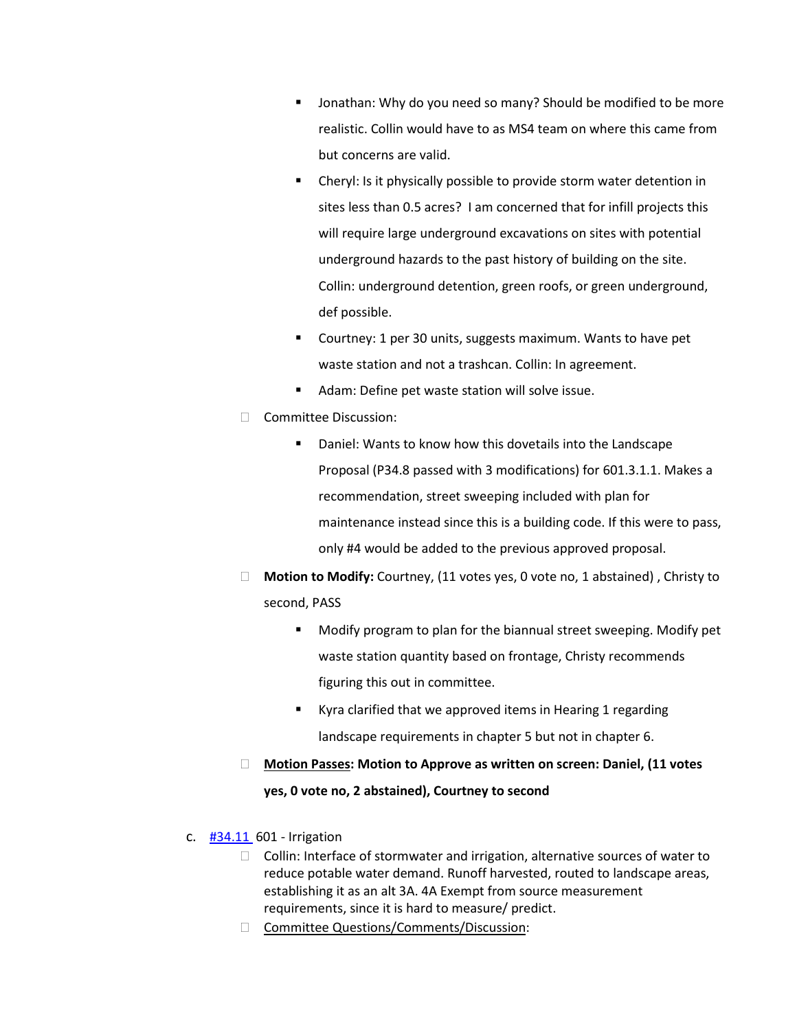- Jonathan: Why do you need so many? Should be modified to be more realistic. Collin would have to as MS4 team on where this came from but concerns are valid.
        - Cheryl: Is it physically possible to provide storm water detention in sites less than 0.5 acres? I am concerned that for infill projects this will require large underground excavations on sites with potential underground hazards to the past history of building on the site. Collin: underground detention, green roofs, or green underground, def possible.
        - Courtney: 1 per 30 units, suggests maximum. Wants to have pet waste station and not a trashcan. Collin: In agreement.
        - Adam: Define pet waste station will solve issue.
    - Committee Discussion:
        - Daniel: Wants to know how this dovetails into the Landscape Proposal (P34.8 passed with 3 modifications) for 601.3.1.1. Makes a recommendation, street sweeping included with plan for maintenance instead since this is a building code. If this were to pass, only #4 would be added to the previous approved proposal.
    - **Motion to Modify:** Courtney, (11 votes yes, 0 vote no, 1 abstained) , Christy to second, PASS
        - Modify program to plan for the biannual street sweeping. Modify pet waste station quantity based on frontage, Christy recommends figuring this out in committee.
        - Kyra clarified that we approved items in Hearing 1 regarding landscape requirements in chapter 5 but not in chapter 6.
    - **<u>Motion Passes</u>: Motion to Approve as written on screen: Daniel, (11 votes yes, 0 vote no, 2 abstained), Courtney to second**

c. [#34.11](#) 601 - Irrigation
    - Collin: Interface of stormwater and irrigation, alternative sources of water to reduce potable water demand. Runoff harvested, routed to landscape areas, establishing it as an alt 3A. 4A Exempt from source measurement requirements, since it is hard to measure/ predict.
    - <u>Committee Questions/Comments/Discussion</u>: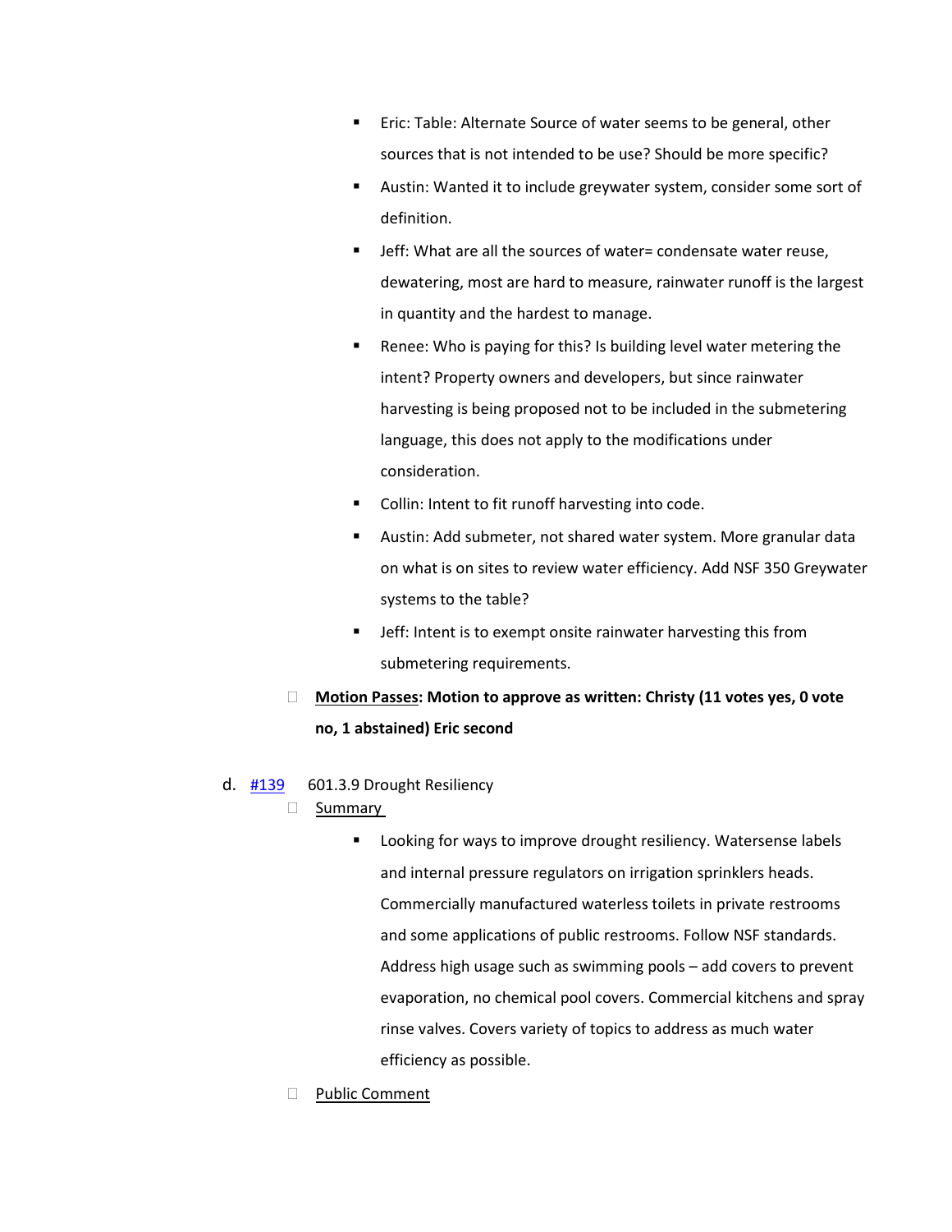- Eric: Table: Alternate Source of water seems to be general, other sources that is not intended to be use? Should be more specific?
- Austin: Wanted it to include greywater system, consider some sort of definition.
- Jeff: What are all the sources of water= condensate water reuse, dewatering, most are hard to measure, rainwater runoff is the largest in quantity and the hardest to manage.
- Renee: Who is paying for this? Is building level water metering the intent? Property owners and developers, but since rainwater harvesting is being proposed not to be included in the submetering language, this does not apply to the modifications under consideration.
- Collin: Intent to fit runoff harvesting into code.
- Austin: Add submeter, not shared water system. More granular data on what is on sites to review water efficiency. Add NSF 350 Greywater systems to the table?
- Jeff: Intent is to exempt onsite rainwater harvesting this from submetering requirements.

- **<u>Motion Passes</u>: Motion to approve as written: Christy (11 votes yes, 0 vote no, 1 abstained) Eric second**

d. [#139](#139) 601.3.9 Drought Resiliency

- <u>Summary</u>
  - Looking for ways to improve drought resiliency. Watersense labels and internal pressure regulators on irrigation sprinklers heads. Commercially manufactured waterless toilets in private restrooms and some applications of public restrooms. Follow NSF standards. Address high usage such as swimming pools – add covers to prevent evaporation, no chemical pool covers. Commercial kitchens and spray rinse valves. Covers variety of topics to address as much water efficiency as possible.
- <u>Public Comment</u>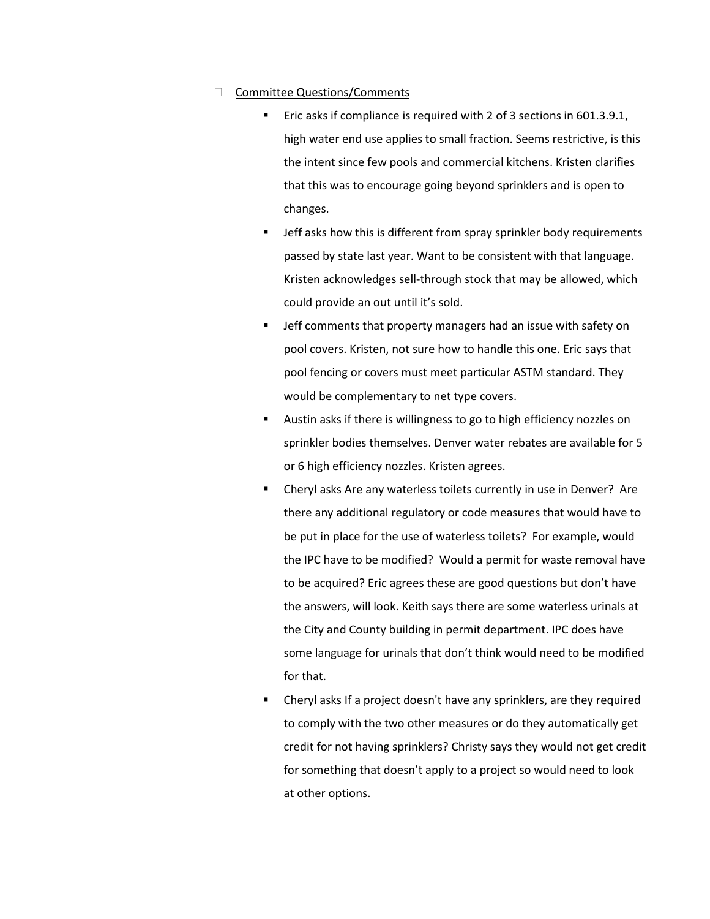- Committee Questions/Comments
  - Eric asks if compliance is required with 2 of 3 sections in 601.3.9.1, high water end use applies to small fraction. Seems restrictive, is this the intent since few pools and commercial kitchens. Kristen clarifies that this was to encourage going beyond sprinklers and is open to changes.
  - Jeff asks how this is different from spray sprinkler body requirements passed by state last year. Want to be consistent with that language. Kristen acknowledges sell-through stock that may be allowed, which could provide an out until it's sold.
  - Jeff comments that property managers had an issue with safety on pool covers. Kristen, not sure how to handle this one. Eric says that pool fencing or covers must meet particular ASTM standard. They would be complementary to net type covers.
  - Austin asks if there is willingness to go to high efficiency nozzles on sprinkler bodies themselves. Denver water rebates are available for 5 or 6 high efficiency nozzles. Kristen agrees.
  - Cheryl asks Are any waterless toilets currently in use in Denver? Are there any additional regulatory or code measures that would have to be put in place for the use of waterless toilets? For example, would the IPC have to be modified? Would a permit for waste removal have to be acquired? Eric agrees these are good questions but don't have the answers, will look. Keith says there are some waterless urinals at the City and County building in permit department. IPC does have some language for urinals that don't think would need to be modified for that.
  - Cheryl asks If a project doesn't have any sprinklers, are they required to comply with the two other measures or do they automatically get credit for not having sprinklers? Christy says they would not get credit for something that doesn't apply to a project so would need to look at other options.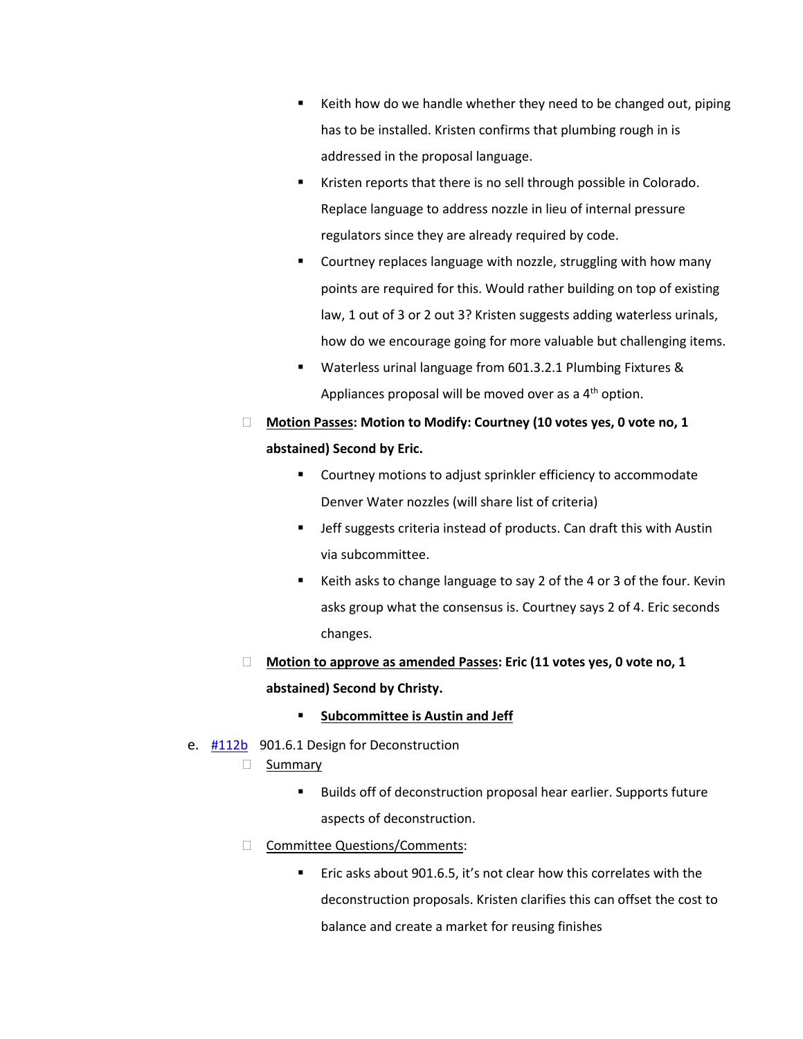- Keith how do we handle whether they need to be changed out, piping has to be installed. Kristen confirms that plumbing rough in is addressed in the proposal language.
      - Kristen reports that there is no sell through possible in Colorado. Replace language to address nozzle in lieu of internal pressure regulators since they are already required by code.
      - Courtney replaces language with nozzle, struggling with how many points are required for this. Would rather building on top of existing law, 1 out of 3 or 2 out 3? Kristen suggests adding waterless urinals, how do we encourage going for more valuable but challenging items.
      - Waterless urinal language from 601.3.2.1 Plumbing Fixtures & Appliances proposal will be moved over as a 4th option.
   - **<u>Motion Passes</u>: Motion to Modify: Courtney (10 votes yes, 0 vote no, 1 abstained) Second by Eric.**
      - Courtney motions to adjust sprinkler efficiency to accommodate Denver Water nozzles (will share list of criteria)
      - Jeff suggests criteria instead of products. Can draft this with Austin via subcommittee.
      - Keith asks to change language to say 2 of the 4 or 3 of the four. Kevin asks group what the consensus is. Courtney says 2 of 4. Eric seconds changes.
   - **<u>Motion to approve as amended Passes</u>: Eric (11 votes yes, 0 vote no, 1 abstained) Second by Christy.**
      - **<u>Subcommittee is Austin and Jeff</u>**

e. [#112b](#112b) 901.6.1 Design for Deconstruction
   - <u>Summary</u>
      - Builds off of deconstruction proposal hear earlier. Supports future aspects of deconstruction.
   - <u>Committee Questions/Comments</u>:
      - Eric asks about 901.6.5, it's not clear how this correlates with the deconstruction proposals. Kristen clarifies this can offset the cost to balance and create a market for reusing finishes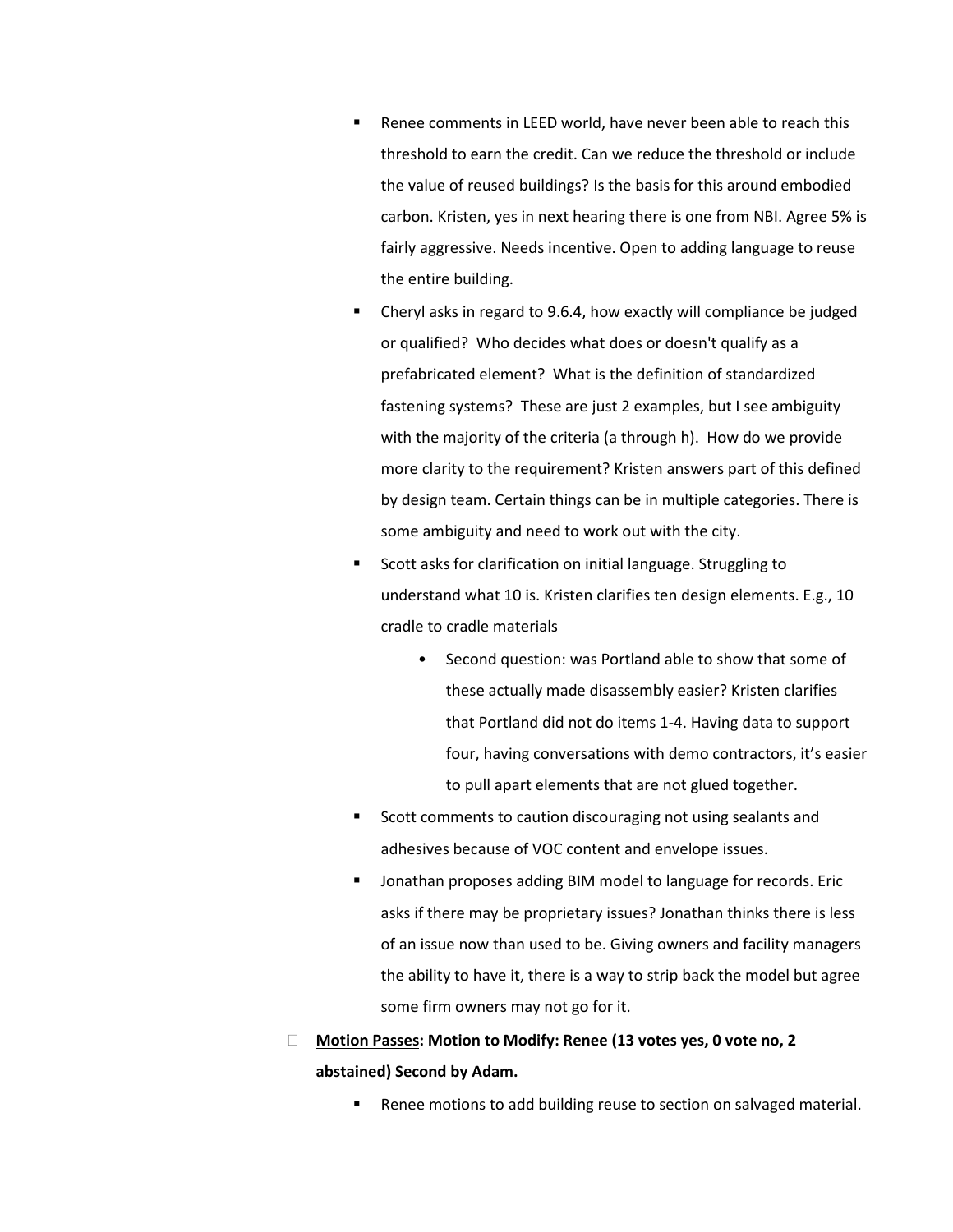- Renee comments in LEED world, have never been able to reach this threshold to earn the credit. Can we reduce the threshold or include the value of reused buildings? Is the basis for this around embodied carbon. Kristen, yes in next hearing there is one from NBI. Agree 5% is fairly aggressive. Needs incentive. Open to adding language to reuse the entire building.
  - Cheryl asks in regard to 9.6.4, how exactly will compliance be judged or qualified? Who decides what does or doesn't qualify as a prefabricated element? What is the definition of standardized fastening systems? These are just 2 examples, but I see ambiguity with the majority of the criteria (a through h). How do we provide more clarity to the requirement? Kristen answers part of this defined by design team. Certain things can be in multiple categories. There is some ambiguity and need to work out with the city.
  - Scott asks for clarification on initial language. Struggling to understand what 10 is. Kristen clarifies ten design elements. E.g., 10 cradle to cradle materials
    - Second question: was Portland able to show that some of these actually made disassembly easier? Kristen clarifies that Portland did not do items 1-4. Having data to support four, having conversations with demo contractors, it's easier to pull apart elements that are not glued together.
  - Scott comments to caution discouraging not using sealants and adhesives because of VOC content and envelope issues.
  - Jonathan proposes adding BIM model to language for records. Eric asks if there may be proprietary issues? Jonathan thinks there is less of an issue now than used to be. Giving owners and facility managers the ability to have it, there is a way to strip back the model but agree some firm owners may not go for it.
- **<u>Motion Passes</u>: Motion to Modify: Renee (13 votes yes, 0 vote no, 2 abstained) Second by Adam.**
  - Renee motions to add building reuse to section on salvaged material.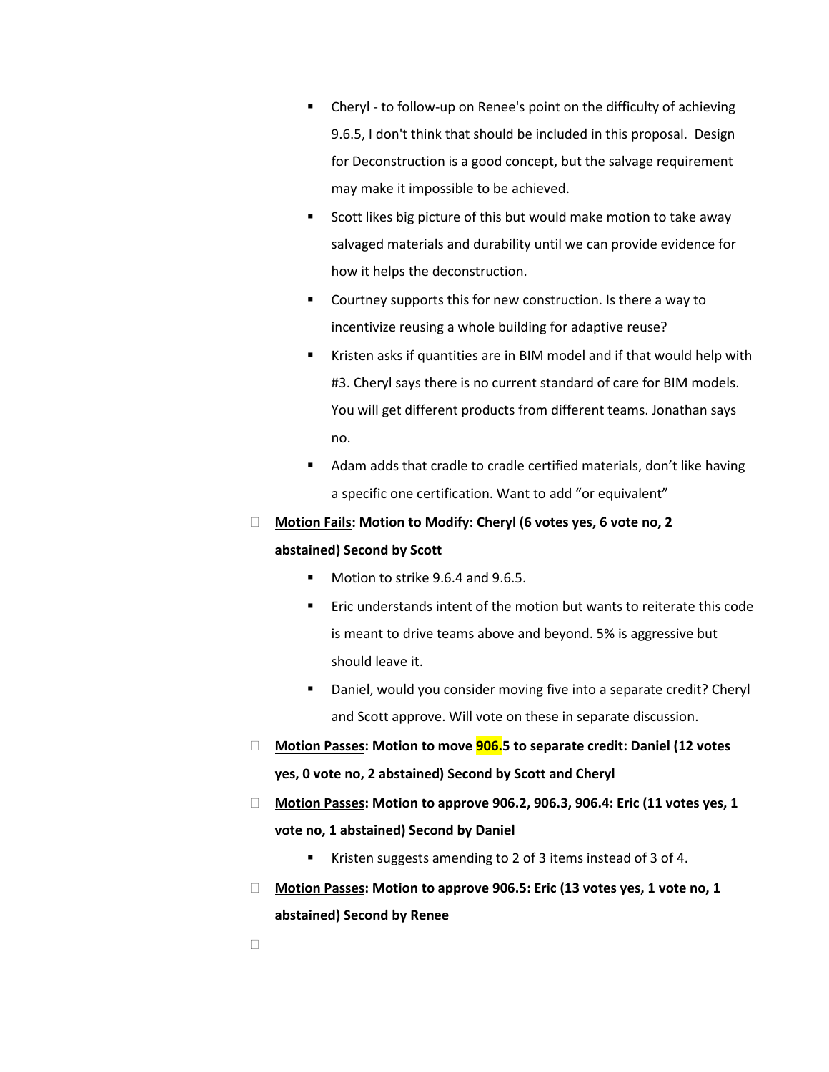- Cheryl - to follow-up on Renee's point on the difficulty of achieving 9.6.5, I don't think that should be included in this proposal. Design for Deconstruction is a good concept, but the salvage requirement may make it impossible to be achieved.
    - Scott likes big picture of this but would make motion to take away salvaged materials and durability until we can provide evidence for how it helps the deconstruction.
    - Courtney supports this for new construction. Is there a way to incentivize reusing a whole building for adaptive reuse?
    - Kristen asks if quantities are in BIM model and if that would help with #3. Cheryl says there is no current standard of care for BIM models. You will get different products from different teams. Jonathan says no.
    - Adam adds that cradle to cradle certified materials, don't like having a specific one certification. Want to add "or equivalent"

- **<u>Motion Fails</u>: Motion to Modify: Cheryl (6 votes yes, 6 vote no, 2 abstained) Second by Scott**
    - Motion to strike 9.6.4 and 9.6.5.
    - Eric understands intent of the motion but wants to reiterate this code is meant to drive teams above and beyond. 5% is aggressive but should leave it.
    - Daniel, would you consider moving five into a separate credit? Cheryl and Scott approve. Will vote on these in separate discussion.
- **<u>Motion Passes</u>: Motion to move 906.5 to separate credit: Daniel (12 votes yes, 0 vote no, 2 abstained) Second by Scott and Cheryl**
- **<u>Motion Passes</u>: Motion to approve 906.2, 906.3, 906.4: Eric (11 votes yes, 1 vote no, 1 abstained) Second by Daniel**
    - Kristen suggests amending to 2 of 3 items instead of 3 of 4.
- **<u>Motion Passes</u>: Motion to approve 906.5: Eric (13 votes yes, 1 vote no, 1 abstained) Second by Renee**